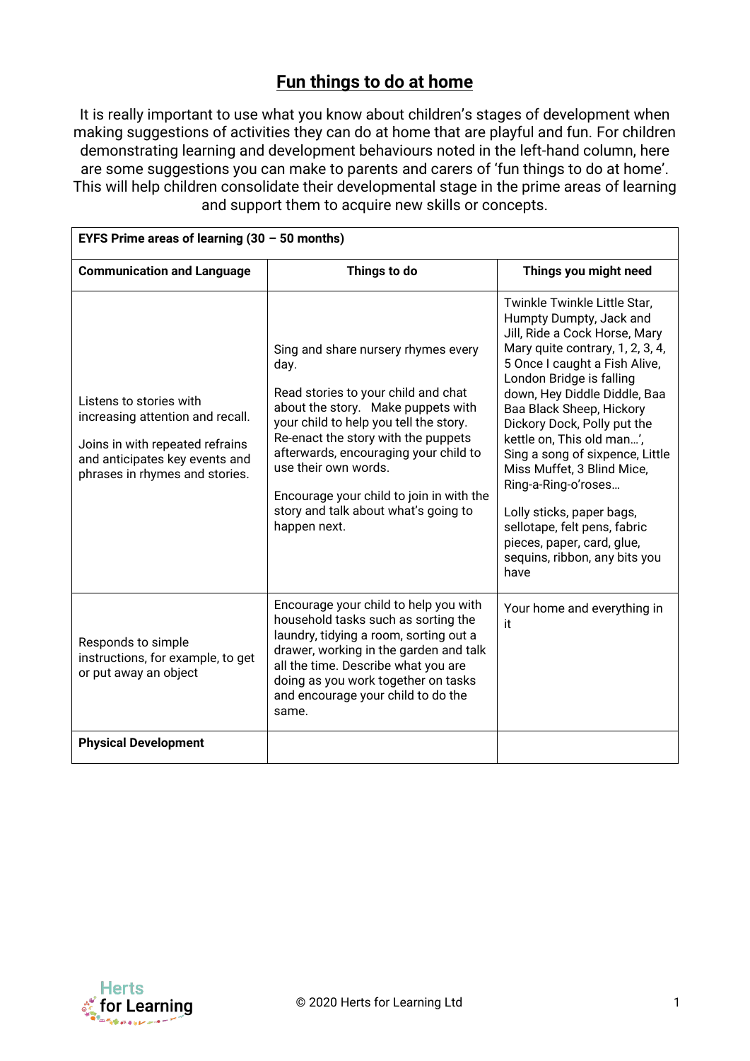# Fun things to do at home

It is really important to use what you know about children's stages of development when making suggestions of activities they can do at home that are playful and fun. For children demonstrating learning and development behaviours noted in the left-hand column, here are some suggestions you can make to parents and carers of 'fun things to do at home'. This will help children consolidate their developmental stage in the prime areas of learning and support them to acquire new skills or concepts.

| **EYFS Prime areas of learning (30 – 50 months)** | | |
|---|---|---|
| **Communication and Language** | **Things to do** | **Things you might need** |
| Listens to stories with increasing attention and recall.<br><br>Joins in with repeated refrains and anticipates key events and phrases in rhymes and stories. | Sing and share nursery rhymes every day.<br><br>Read stories to your child and chat about the story. Make puppets with your child to help you tell the story. Re-enact the story with the puppets afterwards, encouraging your child to use their own words.<br><br>Encourage your child to join in with the story and talk about what's going to happen next. | Twinkle Twinkle Little Star, Humpty Dumpty, Jack and Jill, Ride a Cock Horse, Mary Mary quite contrary, 1, 2, 3, 4, 5 Once I caught a Fish Alive, London Bridge is falling down, Hey Diddle Diddle, Baa Baa Black Sheep, Hickory Dickory Dock, Polly put the kettle on, This old man…', Sing a song of sixpence, Little Miss Muffet, 3 Blind Mice, Ring-a-Ring-o'roses…<br><br>Lolly sticks, paper bags, sellotape, felt pens, fabric pieces, paper, card, glue, sequins, ribbon, any bits you have |
| Responds to simple instructions, for example, to get or put away an object | Encourage your child to help you with household tasks such as sorting the laundry, tidying a room, sorting out a drawer, working in the garden and talk all the time. Describe what you are doing as you work together on tasks and encourage your child to do the same. | Your home and everything in it |
| **Physical Development** | | |

© 2020 Herts for Learning Ltd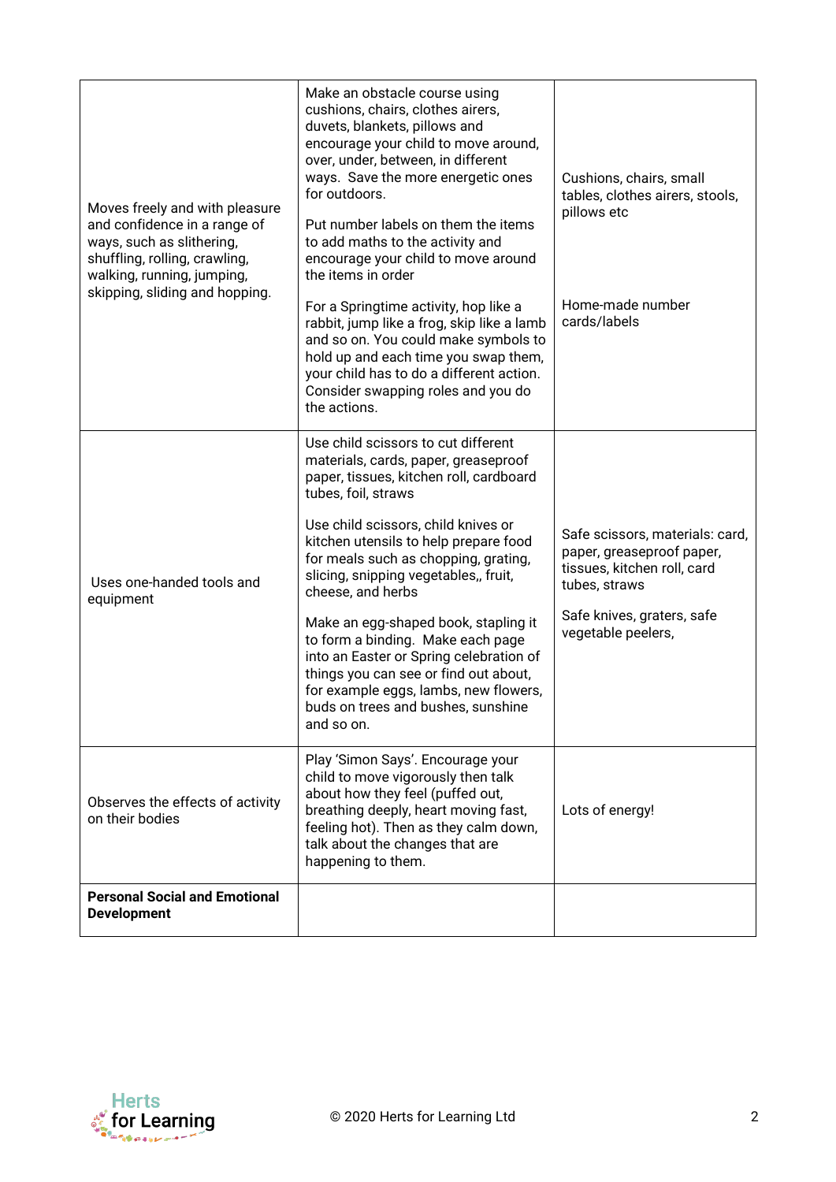| | | |
|---|---|---|
| Moves freely and with pleasure and confidence in a range of ways, such as slithering, shuffling, rolling, crawling, walking, running, jumping, skipping, sliding and hopping. | Make an obstacle course using cushions, chairs, clothes airers, duvets, blankets, pillows and encourage your child to move around, over, under, between, in different ways. Save the more energetic ones for outdoors.<br><br>Put number labels on them the items to add maths to the activity and encourage your child to move around the items in order<br><br>For a Springtime activity, hop like a rabbit, jump like a frog, skip like a lamb and so on. You could make symbols to hold up and each time you swap them, your child has to do a different action. Consider swapping roles and you do the actions. | Cushions, chairs, small tables, clothes airers, stools, pillows etc<br><br>Home-made number cards/labels |
| Uses one-handed tools and equipment | Use child scissors to cut different materials, cards, paper, greaseproof paper, tissues, kitchen roll, cardboard tubes, foil, straws<br><br>Use child scissors, child knives or kitchen utensils to help prepare food for meals such as chopping, grating, slicing, snipping vegetables,, fruit, cheese, and herbs<br><br>Make an egg-shaped book, stapling it to form a binding. Make each page into an Easter or Spring celebration of things you can see or find out about, for example eggs, lambs, new flowers, buds on trees and bushes, sunshine and so on. | Safe scissors, materials: card, paper, greaseproof paper, tissues, kitchen roll, card tubes, straws<br><br>Safe knives, graters, safe vegetable peelers, |
| Observes the effects of activity on their bodies | Play 'Simon Says'. Encourage your child to move vigorously then talk about how they feel (puffed out, breathing deeply, heart moving fast, feeling hot). Then as they calm down, talk about the changes that are happening to them. | Lots of energy! |
| **Personal Social and Emotional Development** | | |

© 2020 Herts for Learning Ltd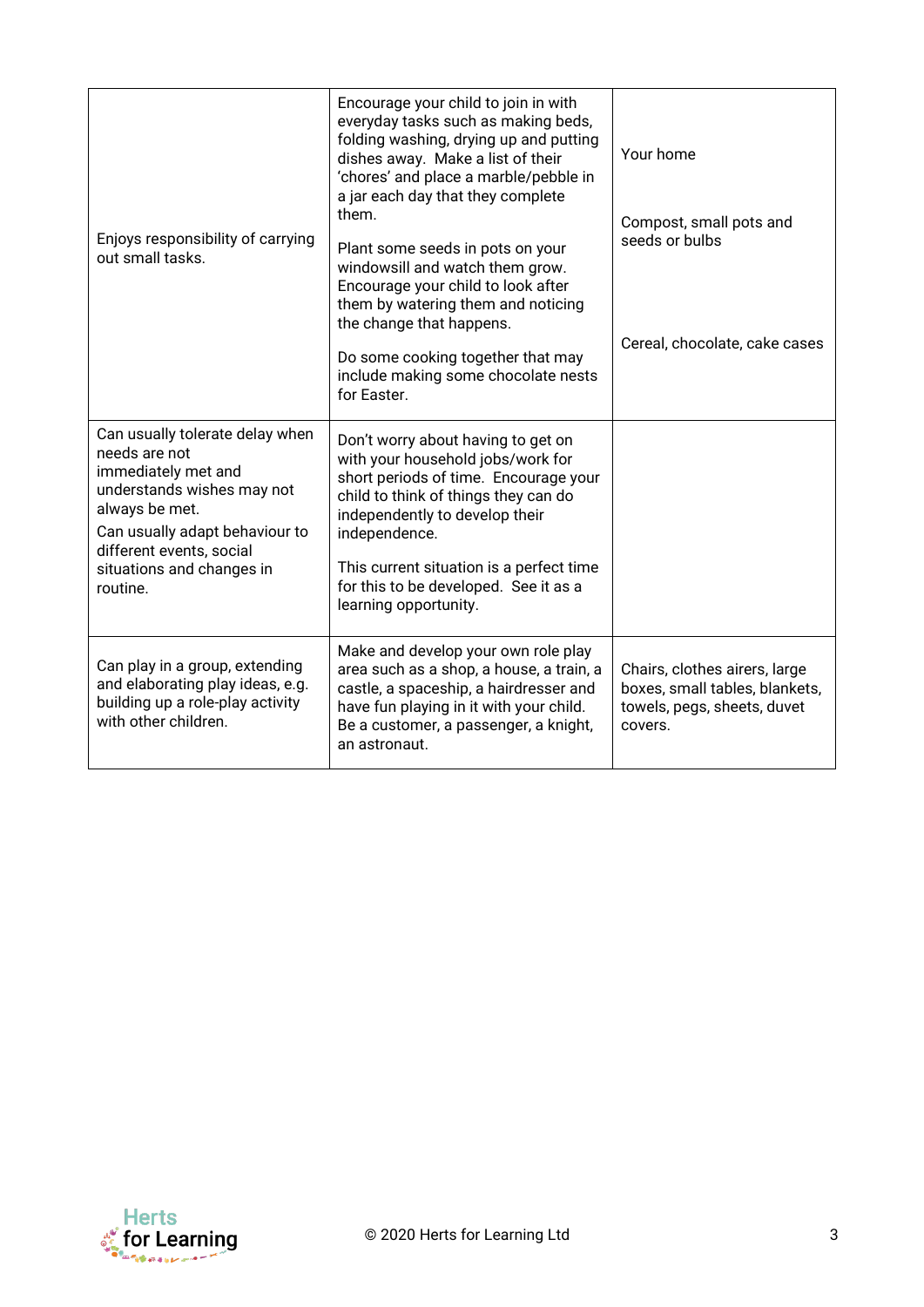| | | |
|---|---|---|
| Enjoys responsibility of carrying out small tasks. | Encourage your child to join in with everyday tasks such as making beds, folding washing, drying up and putting dishes away. Make a list of their 'chores' and place a marble/pebble in a jar each day that they complete them.<br><br>Plant some seeds in pots on your windowsill and watch them grow. Encourage your child to look after them by watering them and noticing the change that happens.<br><br>Do some cooking together that may include making some chocolate nests for Easter. | Your home<br><br>Compost, small pots and seeds or bulbs<br><br>Cereal, chocolate, cake cases |
| Can usually tolerate delay when needs are not immediately met and understands wishes may not always be met.<br><br>Can usually adapt behaviour to different events, social situations and changes in routine. | Don't worry about having to get on with your household jobs/work for short periods of time. Encourage your child to think of things they can do independently to develop their independence.<br><br>This current situation is a perfect time for this to be developed. See it as a learning opportunity. | |
| Can play in a group, extending and elaborating play ideas, e.g. building up a role-play activity with other children. | Make and develop your own role play area such as a shop, a house, a train, a castle, a spaceship, a hairdresser and have fun playing in it with your child. Be a customer, a passenger, a knight, an astronaut. | Chairs, clothes airers, large boxes, small tables, blankets, towels, pegs, sheets, duvet covers. |

© 2020 Herts for Learning Ltd